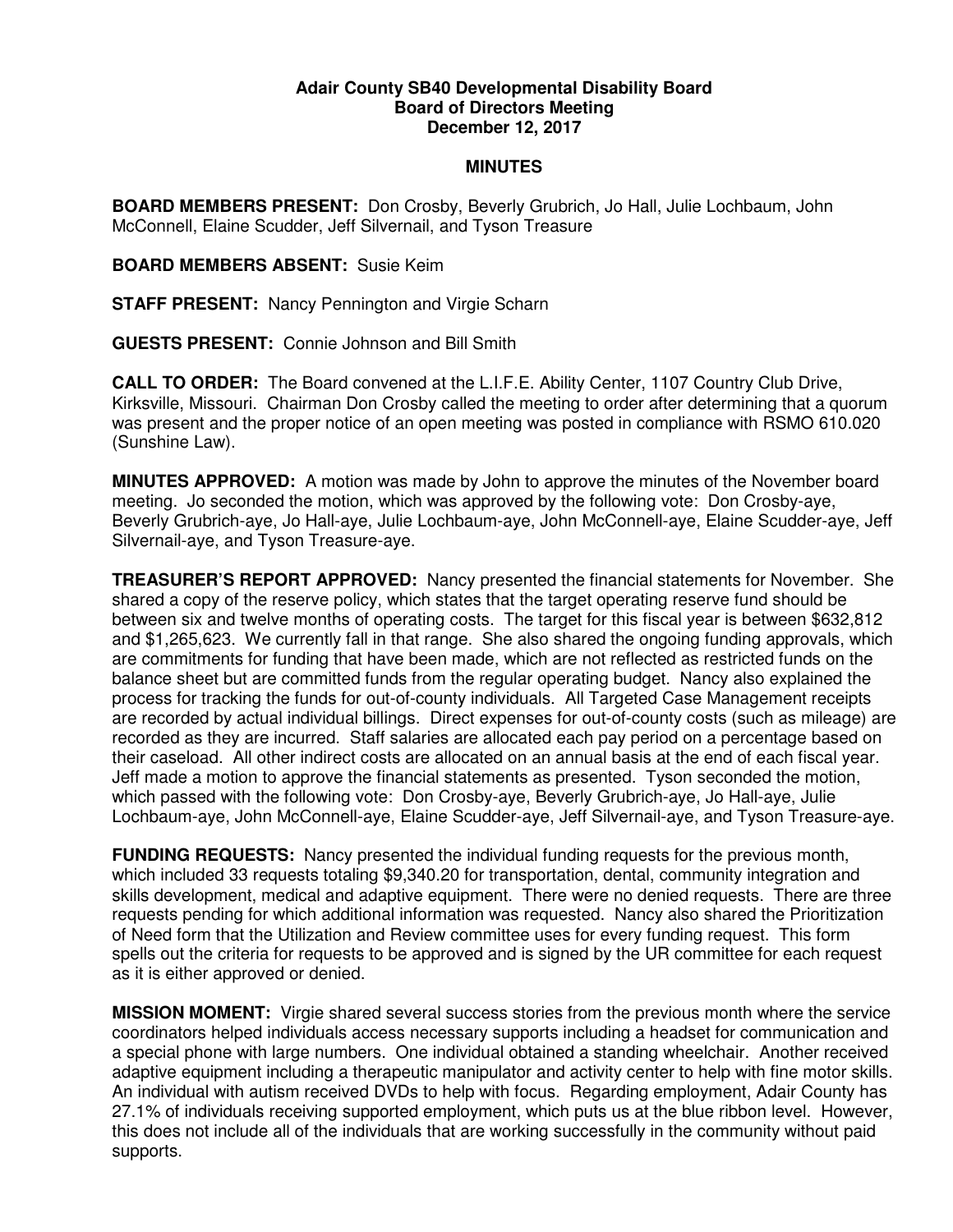**Adair County SB40 Developmental Disability Board**
**Board of Directors Meeting**
**December 12, 2017**

**MINUTES**

**BOARD MEMBERS PRESENT:** Don Crosby, Beverly Grubrich, Jo Hall, Julie Lochbaum, John McConnell, Elaine Scudder, Jeff Silvernail, and Tyson Treasure

**BOARD MEMBERS ABSENT:** Susie Keim

**STAFF PRESENT:** Nancy Pennington and Virgie Scharn

**GUESTS PRESENT:** Connie Johnson and Bill Smith

**CALL TO ORDER:** The Board convened at the L.I.F.E. Ability Center, 1107 Country Club Drive, Kirksville, Missouri. Chairman Don Crosby called the meeting to order after determining that a quorum was present and the proper notice of an open meeting was posted in compliance with RSMO 610.020 (Sunshine Law).

**MINUTES APPROVED:** A motion was made by John to approve the minutes of the November board meeting. Jo seconded the motion, which was approved by the following vote: Don Crosby-aye, Beverly Grubrich-aye, Jo Hall-aye, Julie Lochbaum-aye, John McConnell-aye, Elaine Scudder-aye, Jeff Silvernail-aye, and Tyson Treasure-aye.

**TREASURER'S REPORT APPROVED:** Nancy presented the financial statements for November. She shared a copy of the reserve policy, which states that the target operating reserve fund should be between six and twelve months of operating costs. The target for this fiscal year is between $632,812 and $1,265,623. We currently fall in that range. She also shared the ongoing funding approvals, which are commitments for funding that have been made, which are not reflected as restricted funds on the balance sheet but are committed funds from the regular operating budget. Nancy also explained the process for tracking the funds for out-of-county individuals. All Targeted Case Management receipts are recorded by actual individual billings. Direct expenses for out-of-county costs (such as mileage) are recorded as they are incurred. Staff salaries are allocated each pay period on a percentage based on their caseload. All other indirect costs are allocated on an annual basis at the end of each fiscal year. Jeff made a motion to approve the financial statements as presented. Tyson seconded the motion, which passed with the following vote: Don Crosby-aye, Beverly Grubrich-aye, Jo Hall-aye, Julie Lochbaum-aye, John McConnell-aye, Elaine Scudder-aye, Jeff Silvernail-aye, and Tyson Treasure-aye.

**FUNDING REQUESTS:** Nancy presented the individual funding requests for the previous month, which included 33 requests totaling $9,340.20 for transportation, dental, community integration and skills development, medical and adaptive equipment. There were no denied requests. There are three requests pending for which additional information was requested. Nancy also shared the Prioritization of Need form that the Utilization and Review committee uses for every funding request. This form spells out the criteria for requests to be approved and is signed by the UR committee for each request as it is either approved or denied.

**MISSION MOMENT:** Virgie shared several success stories from the previous month where the service coordinators helped individuals access necessary supports including a headset for communication and a special phone with large numbers. One individual obtained a standing wheelchair. Another received adaptive equipment including a therapeutic manipulator and activity center to help with fine motor skills. An individual with autism received DVDs to help with focus. Regarding employment, Adair County has 27.1% of individuals receiving supported employment, which puts us at the blue ribbon level. However, this does not include all of the individuals that are working successfully in the community without paid supports.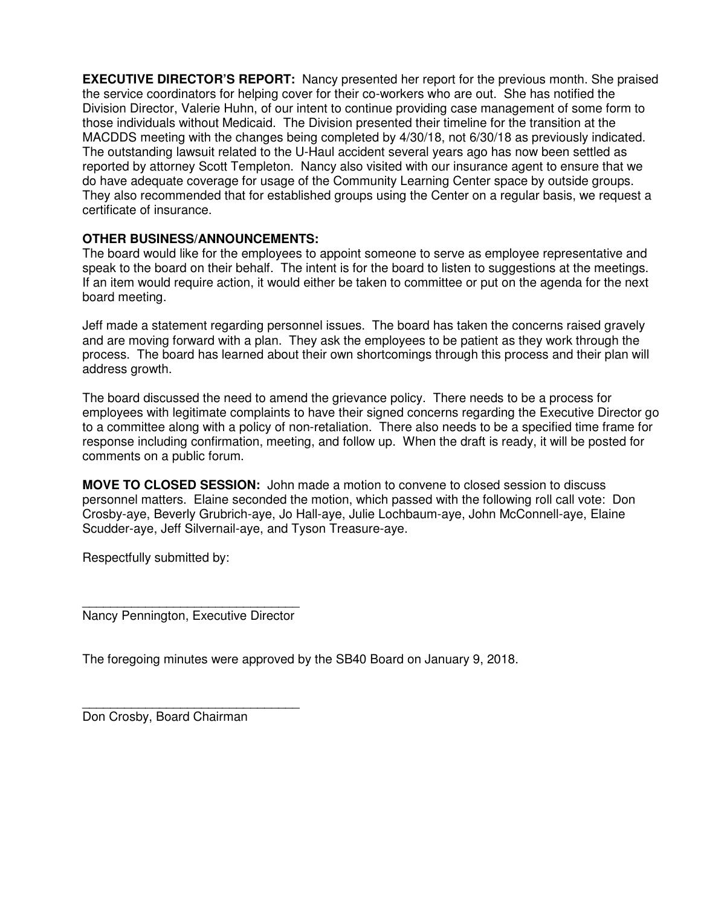**EXECUTIVE DIRECTOR'S REPORT:** Nancy presented her report for the previous month. She praised the service coordinators for helping cover for their co-workers who are out. She has notified the Division Director, Valerie Huhn, of our intent to continue providing case management of some form to those individuals without Medicaid. The Division presented their timeline for the transition at the MACDDS meeting with the changes being completed by 4/30/18, not 6/30/18 as previously indicated. The outstanding lawsuit related to the U-Haul accident several years ago has now been settled as reported by attorney Scott Templeton. Nancy also visited with our insurance agent to ensure that we do have adequate coverage for usage of the Community Learning Center space by outside groups. They also recommended that for established groups using the Center on a regular basis, we request a certificate of insurance.

**OTHER BUSINESS/ANNOUNCEMENTS:**

The board would like for the employees to appoint someone to serve as employee representative and speak to the board on their behalf. The intent is for the board to listen to suggestions at the meetings. If an item would require action, it would either be taken to committee or put on the agenda for the next board meeting.

Jeff made a statement regarding personnel issues. The board has taken the concerns raised gravely and are moving forward with a plan. They ask the employees to be patient as they work through the process. The board has learned about their own shortcomings through this process and their plan will address growth.

The board discussed the need to amend the grievance policy. There needs to be a process for employees with legitimate complaints to have their signed concerns regarding the Executive Director go to a committee along with a policy of non-retaliation. There also needs to be a specified time frame for response including confirmation, meeting, and follow up. When the draft is ready, it will be posted for comments on a public forum.

**MOVE TO CLOSED SESSION:** John made a motion to convene to closed session to discuss personnel matters. Elaine seconded the motion, which passed with the following roll call vote: Don Crosby-aye, Beverly Grubrich-aye, Jo Hall-aye, Julie Lochbaum-aye, John McConnell-aye, Elaine Scudder-aye, Jeff Silvernail-aye, and Tyson Treasure-aye.

Respectfully submitted by:

\_\_\_\_\_\_\_\_\_\_\_\_\_\_\_\_\_\_\_\_\_\_\_\_\_\_\_\_\_\_\_\_

Nancy Pennington, Executive Director

The foregoing minutes were approved by the SB40 Board on January 9, 2018.

\_\_\_\_\_\_\_\_\_\_\_\_\_\_\_\_\_\_\_\_\_\_\_\_\_\_\_\_\_\_\_\_

Don Crosby, Board Chairman